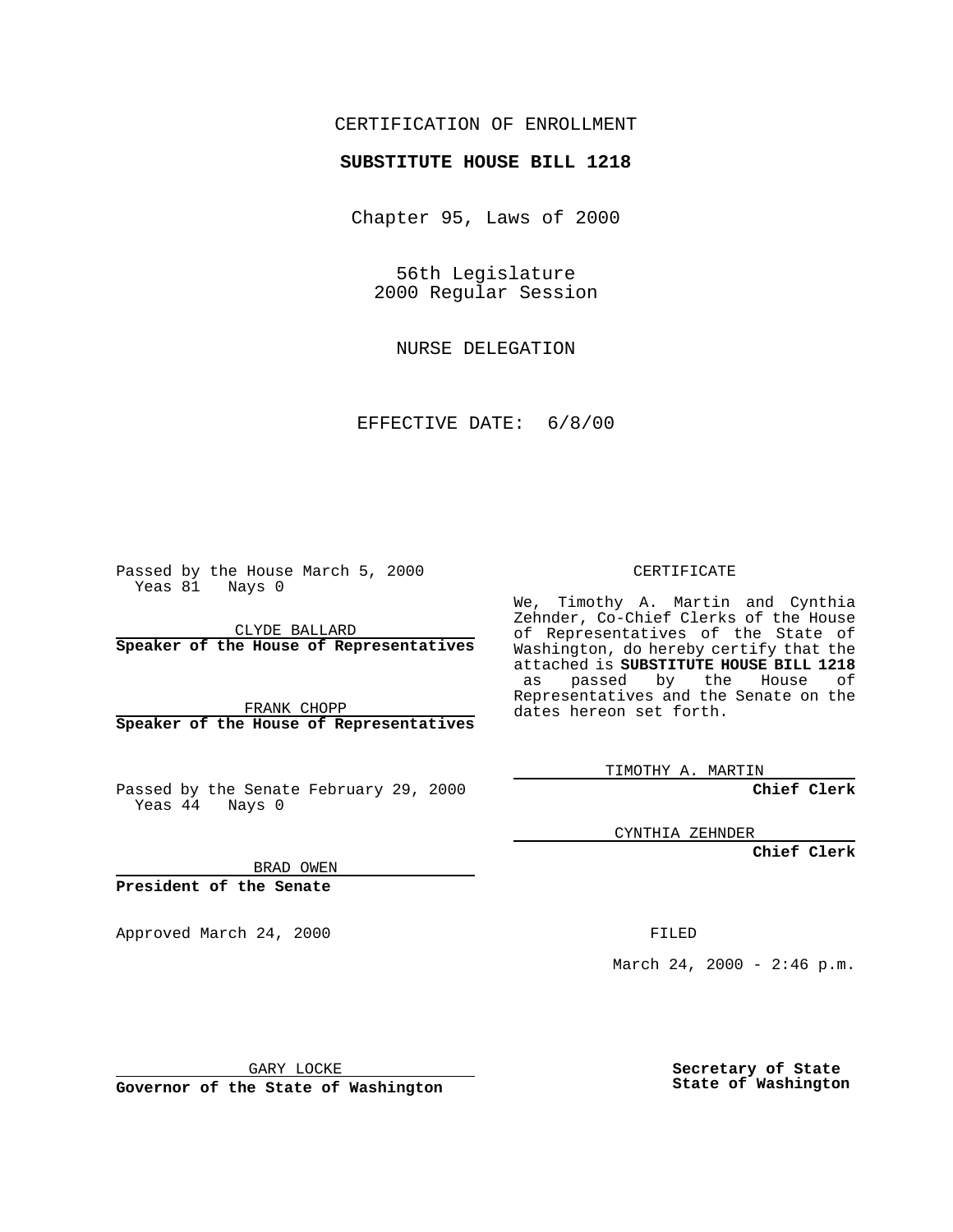CERTIFICATION OF ENROLLMENT

**SUBSTITUTE HOUSE BILL 1218**

Chapter 95, Laws of 2000

56th Legislature
2000 Regular Session

NURSE DELEGATION

EFFECTIVE DATE: 6/8/00

Passed by the House March 5, 2000
Yeas 81 Nays 0

CLYDE BALLARD
**Speaker of the House of Representatives**

FRANK CHOPP
**Speaker of the House of Representatives**

Passed by the Senate February 29, 2000
Yeas 44 Nays 0

BRAD OWEN
**President of the Senate**

Approved March 24, 2000

GARY LOCKE
**Governor of the State of Washington**

CERTIFICATE

We, Timothy A. Martin and Cynthia Zehnder, Co-Chief Clerks of the House of Representatives of the State of Washington, do hereby certify that the attached is **SUBSTITUTE HOUSE BILL 1218** as passed by the House of Representatives and the Senate on the dates hereon set forth.

TIMOTHY A. MARTIN
**Chief Clerk**

CYNTHIA ZEHNDER
**Chief Clerk**

FILED

March 24, 2000 - 2:46 p.m.

**Secretary of State**
**State of Washington**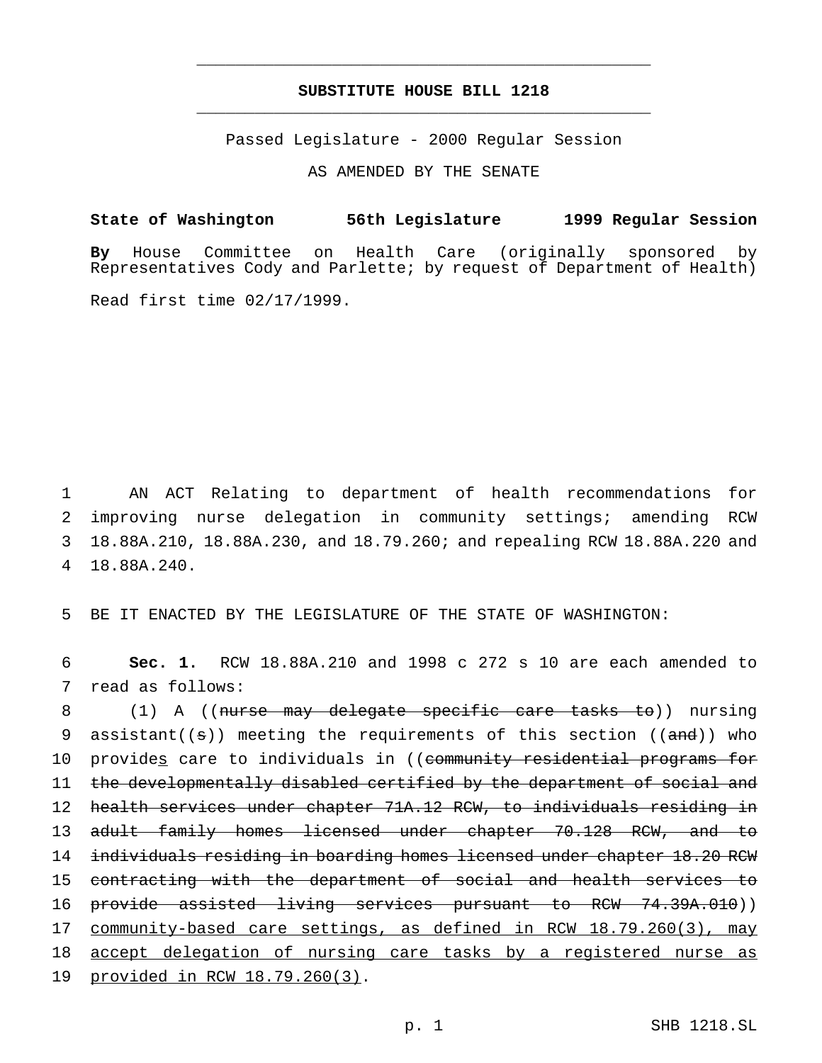# SUBSTITUTE HOUSE BILL 1218

Passed Legislature - 2000 Regular Session

AS AMENDED BY THE SENATE

**State of Washington 56th Legislature 1999 Regular Session**

**By** House Committee on Health Care (originally sponsored by Representatives Cody and Parlette; by request of Department of Health)

Read first time 02/17/1999.

1 AN ACT Relating to department of health recommendations for
2 improving nurse delegation in community settings; amending RCW
3 18.88A.210, 18.88A.230, and 18.79.260; and repealing RCW 18.88A.220 and
4 18.88A.240.

5 BE IT ENACTED BY THE LEGISLATURE OF THE STATE OF WASHINGTON:

6 **Sec. 1.** RCW 18.88A.210 and 1998 c 272 s 10 are each amended to
7 read as follows:

8 (1) A ((~~nurse may delegate specific care tasks to~~)) nursing
9 assistant((~~s~~)) meeting the requirements of this section ((~~and~~)) who
10 provide<u>s</u> care to individuals in ((~~community residential programs for~~
11 ~~the developmentally disabled certified by the department of social and~~
12 ~~health services under chapter 71A.12 RCW, to individuals residing in~~
13 ~~adult family homes licensed under chapter 70.128 RCW, and to~~
14 ~~individuals residing in boarding homes licensed under chapter 18.20 RCW~~
15 ~~contracting with the department of social and health services to~~
16 ~~provide assisted living services pursuant to RCW 74.39A.010~~))
17 <u>community-based care settings, as defined in RCW 18.79.260(3), may</u>
18 <u>accept delegation of nursing care tasks by a registered nurse as</u>
19 <u>provided in RCW 18.79.260(3)</u>.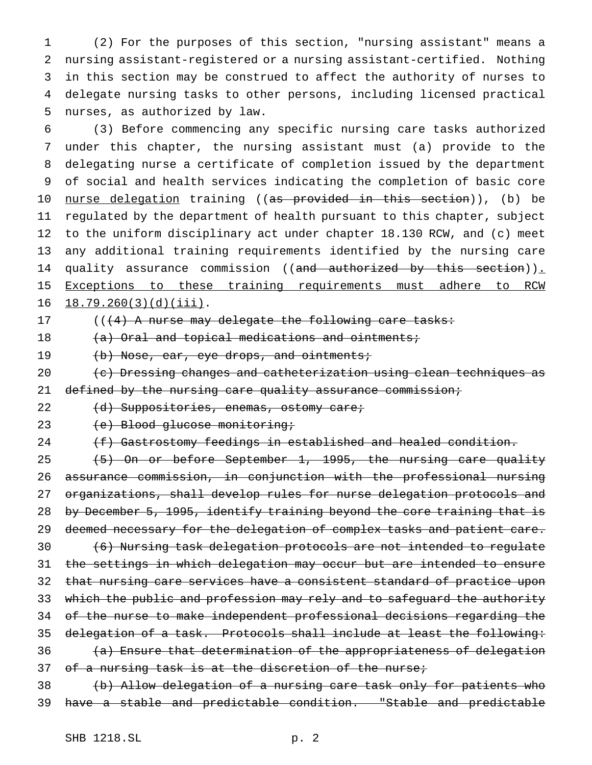(2) For the purposes of this section, "nursing assistant" means a nursing assistant-registered or a nursing assistant-certified. Nothing in this section may be construed to affect the authority of nurses to delegate nursing tasks to other persons, including licensed practical nurses, as authorized by law.

(3) Before commencing any specific nursing care tasks authorized under this chapter, the nursing assistant must (a) provide to the delegating nurse a certificate of completion issued by the department of social and health services indicating the completion of basic core <u>nurse delegation</u> training ((~~as provided in this section~~)), (b) be regulated by the department of health pursuant to this chapter, subject to the uniform disciplinary act under chapter 18.130 RCW, and (c) meet any additional training requirements identified by the nursing care quality assurance commission ((~~and authorized by this section~~))<u>. Exceptions to these training requirements must adhere to RCW 18.79.260(3)(d)(iii)</u>.

((~~(4) A nurse may delegate the following care tasks:~~

~~(a) Oral and topical medications and ointments;~~

~~(b) Nose, ear, eye drops, and ointments;~~

~~(c) Dressing changes and catheterization using clean techniques as defined by the nursing care quality assurance commission;~~

~~(d) Suppositories, enemas, ostomy care;~~

~~(e) Blood glucose monitoring;~~

~~(f) Gastrostomy feedings in established and healed condition.~~

~~(5) On or before September 1, 1995, the nursing care quality assurance commission, in conjunction with the professional nursing organizations, shall develop rules for nurse delegation protocols and by December 5, 1995, identify training beyond the core training that is deemed necessary for the delegation of complex tasks and patient care.~~

~~(6) Nursing task delegation protocols are not intended to regulate the settings in which delegation may occur but are intended to ensure that nursing care services have a consistent standard of practice upon which the public and profession may rely and to safeguard the authority of the nurse to make independent professional decisions regarding the delegation of a task. Protocols shall include at least the following:~~

~~(a) Ensure that determination of the appropriateness of delegation of a nursing task is at the discretion of the nurse;~~

~~(b) Allow delegation of a nursing care task only for patients who have a stable and predictable condition. "Stable and predictable~~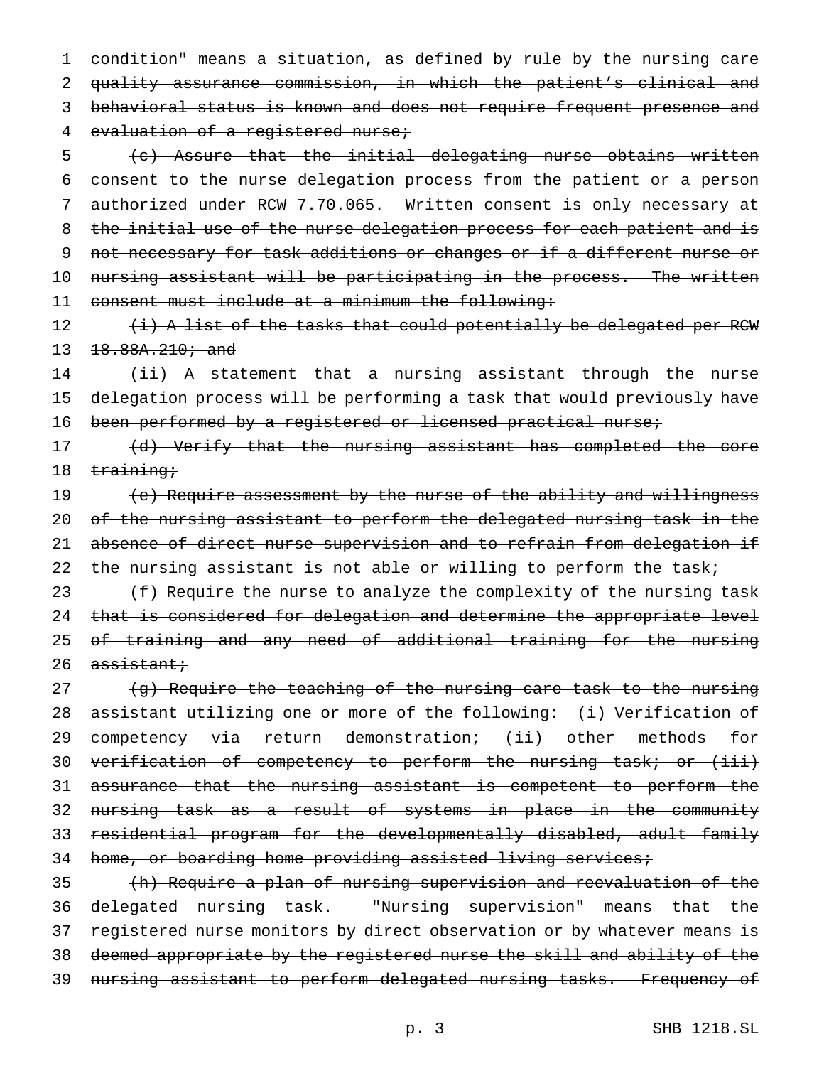~~condition" means a situation, as defined by rule by the nursing care quality assurance commission, in which the patient's clinical and behavioral status is known and does not require frequent presence and evaluation of a registered nurse;~~

~~(c) Assure that the initial delegating nurse obtains written consent to the nurse delegation process from the patient or a person authorized under RCW 7.70.065. Written consent is only necessary at the initial use of the nurse delegation process for each patient and is not necessary for task additions or changes or if a different nurse or nursing assistant will be participating in the process. The written consent must include at a minimum the following:~~

~~(i) A list of the tasks that could potentially be delegated per RCW 18.88A.210; and~~

~~(ii) A statement that a nursing assistant through the nurse delegation process will be performing a task that would previously have been performed by a registered or licensed practical nurse;~~

~~(d) Verify that the nursing assistant has completed the core training;~~

~~(e) Require assessment by the nurse of the ability and willingness of the nursing assistant to perform the delegated nursing task in the absence of direct nurse supervision and to refrain from delegation if the nursing assistant is not able or willing to perform the task;~~

~~(f) Require the nurse to analyze the complexity of the nursing task that is considered for delegation and determine the appropriate level of training and any need of additional training for the nursing assistant;~~

~~(g) Require the teaching of the nursing care task to the nursing assistant utilizing one or more of the following: (i) Verification of competency via return demonstration; (ii) other methods for verification of competency to perform the nursing task; or (iii) assurance that the nursing assistant is competent to perform the nursing task as a result of systems in place in the community residential program for the developmentally disabled, adult family home, or boarding home providing assisted living services;~~

~~(h) Require a plan of nursing supervision and reevaluation of the delegated nursing task. "Nursing supervision" means that the registered nurse monitors by direct observation or by whatever means is deemed appropriate by the registered nurse the skill and ability of the nursing assistant to perform delegated nursing tasks. Frequency of~~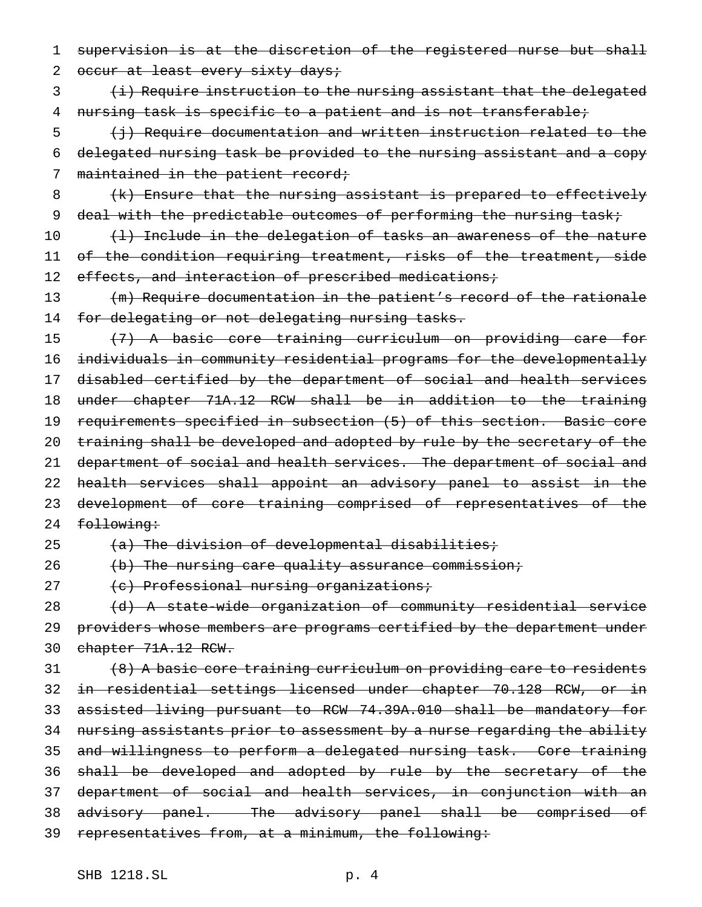~~supervision is at the discretion of the registered nurse but shall occur at least every sixty days;~~

~~(i) Require instruction to the nursing assistant that the delegated nursing task is specific to a patient and is not transferable;~~

~~(j) Require documentation and written instruction related to the delegated nursing task be provided to the nursing assistant and a copy maintained in the patient record;~~

~~(k) Ensure that the nursing assistant is prepared to effectively deal with the predictable outcomes of performing the nursing task;~~

~~(l) Include in the delegation of tasks an awareness of the nature of the condition requiring treatment, risks of the treatment, side effects, and interaction of prescribed medications;~~

~~(m) Require documentation in the patient's record of the rationale for delegating or not delegating nursing tasks.~~

~~(7) A basic core training curriculum on providing care for individuals in community residential programs for the developmentally disabled certified by the department of social and health services under chapter 71A.12 RCW shall be in addition to the training requirements specified in subsection (5) of this section. Basic core training shall be developed and adopted by rule by the secretary of the department of social and health services. The department of social and health services shall appoint an advisory panel to assist in the development of core training comprised of representatives of the following:~~

~~(a) The division of developmental disabilities;~~

~~(b) The nursing care quality assurance commission;~~

~~(c) Professional nursing organizations;~~

~~(d) A state-wide organization of community residential service providers whose members are programs certified by the department under chapter 71A.12 RCW.~~

~~(8) A basic core training curriculum on providing care to residents in residential settings licensed under chapter 70.128 RCW, or in assisted living pursuant to RCW 74.39A.010 shall be mandatory for nursing assistants prior to assessment by a nurse regarding the ability and willingness to perform a delegated nursing task. Core training shall be developed and adopted by rule by the secretary of the department of social and health services, in conjunction with an advisory panel. The advisory panel shall be comprised of representatives from, at a minimum, the following:~~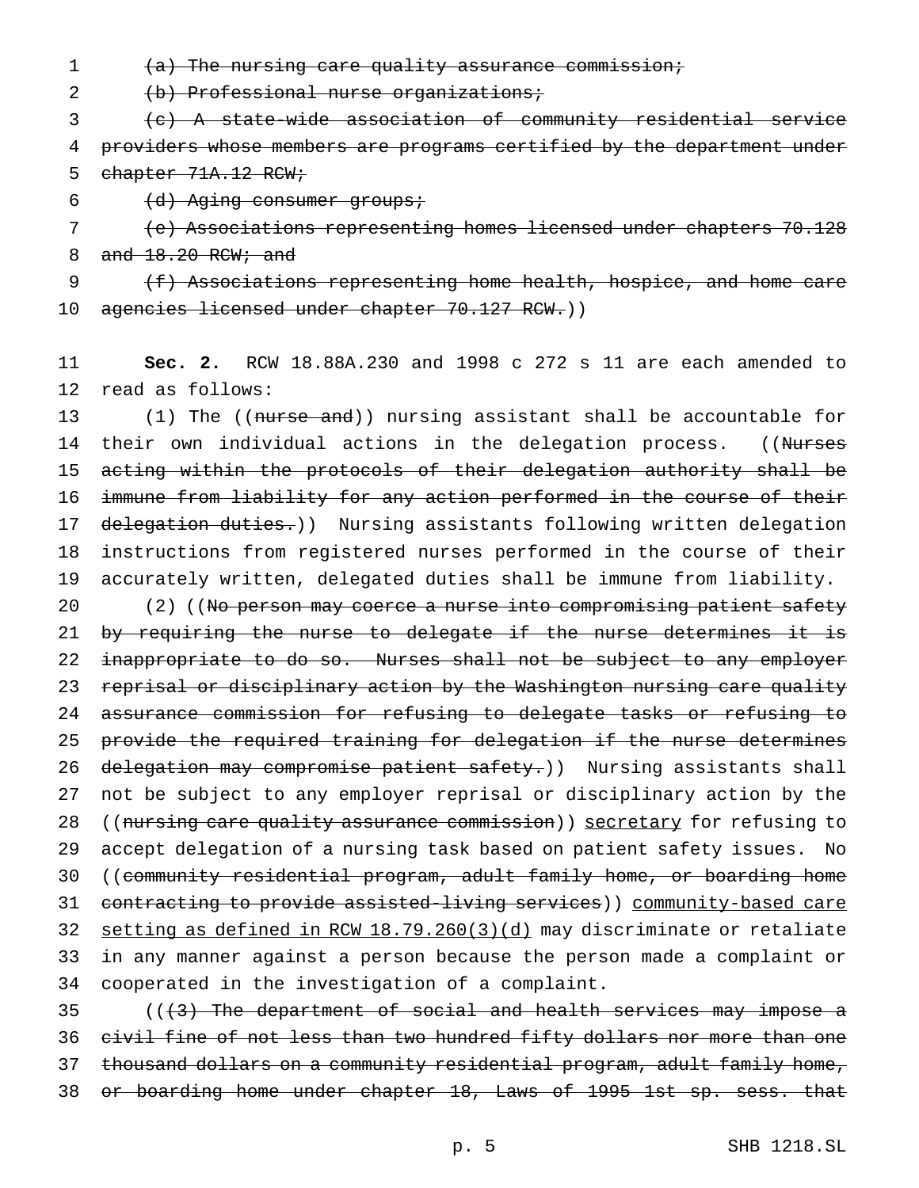~~(a) The nursing care quality assurance commission;~~

~~(b) Professional nurse organizations;~~

~~(c) A state-wide association of community residential service providers whose members are programs certified by the department under chapter 71A.12 RCW;~~

~~(d) Aging consumer groups;~~

~~(e) Associations representing homes licensed under chapters 70.128 and 18.20 RCW; and~~

~~(f) Associations representing home health, hospice, and home care agencies licensed under chapter 70.127 RCW.~~))

**Sec. 2.** RCW 18.88A.230 and 1998 c 272 s 11 are each amended to read as follows:

(1) The ((~~nurse and~~)) nursing assistant shall be accountable for their own individual actions in the delegation process. ((~~Nurses acting within the protocols of their delegation authority shall be immune from liability for any action performed in the course of their delegation duties.~~)) Nursing assistants following written delegation instructions from registered nurses performed in the course of their accurately written, delegated duties shall be immune from liability.

(2) ((~~No person may coerce a nurse into compromising patient safety by requiring the nurse to delegate if the nurse determines it is inappropriate to do so. Nurses shall not be subject to any employer reprisal or disciplinary action by the Washington nursing care quality assurance commission for refusing to delegate tasks or refusing to provide the required training for delegation if the nurse determines delegation may compromise patient safety.~~)) Nursing assistants shall not be subject to any employer reprisal or disciplinary action by the ((~~nursing care quality assurance commission~~)) <u>secretary</u> for refusing to accept delegation of a nursing task based on patient safety issues. No ((~~community residential program, adult family home, or boarding home contracting to provide assisted-living services~~)) <u>community-based care setting as defined in RCW 18.79.260(3)(d)</u> may discriminate or retaliate in any manner against a person because the person made a complaint or cooperated in the investigation of a complaint.

((~~(3) The department of social and health services may impose a civil fine of not less than two hundred fifty dollars nor more than one thousand dollars on a community residential program, adult family home, or boarding home under chapter 18, Laws of 1995 1st sp. sess. that~~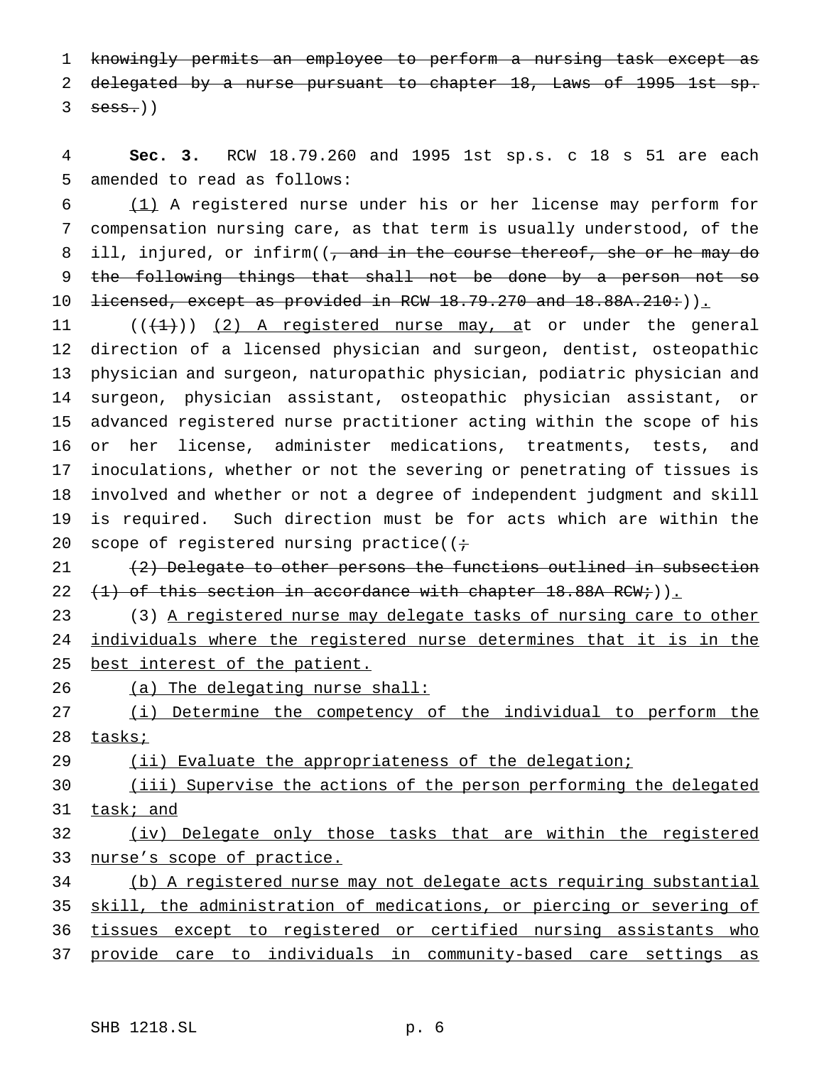~~knowingly permits an employee to perform a nursing task except as delegated by a nurse pursuant to chapter 18, Laws of 1995 1st sp. sess.~~))

**Sec. 3.** RCW 18.79.260 and 1995 1st sp.s. c 18 s 51 are each amended to read as follows:

<u>(1)</u> A registered nurse under his or her license may perform for compensation nursing care, as that term is usually understood, of the ill, injured, or infirm((~~, and in the course thereof, she or he may do the following things that shall not be done by a person not so licensed, except as provided in RCW 18.79.270 and 18.88A.210:~~))<u>.</u>

((~~(1)~~)) <u>(2) A registered nurse may, a</u>t or under the general direction of a licensed physician and surgeon, dentist, osteopathic physician and surgeon, naturopathic physician, podiatric physician and surgeon, physician assistant, osteopathic physician assistant, or advanced registered nurse practitioner acting within the scope of his or her license, administer medications, treatments, tests, and inoculations, whether or not the severing or penetrating of tissues is involved and whether or not a degree of independent judgment and skill is required. Such direction must be for acts which are within the scope of registered nursing practice((~~;~~

~~(2) Delegate to other persons the functions outlined in subsection (1) of this section in accordance with chapter 18.88A RCW;~~))<u>.</u>

(3) <u>A registered nurse may delegate tasks of nursing care to other individuals where the registered nurse determines that it is in the best interest of the patient.</u>

<u>(a) The delegating nurse shall:</u>

<u>(i) Determine the competency of the individual to perform the tasks;</u>

<u>(ii) Evaluate the appropriateness of the delegation;</u>

<u>(iii) Supervise the actions of the person performing the delegated task; and</u>

<u>(iv) Delegate only those tasks that are within the registered nurse's scope of practice.</u>

<u>(b) A registered nurse may not delegate acts requiring substantial skill, the administration of medications, or piercing or severing of tissues except to registered or certified nursing assistants who provide care to individuals in community-based care settings as</u>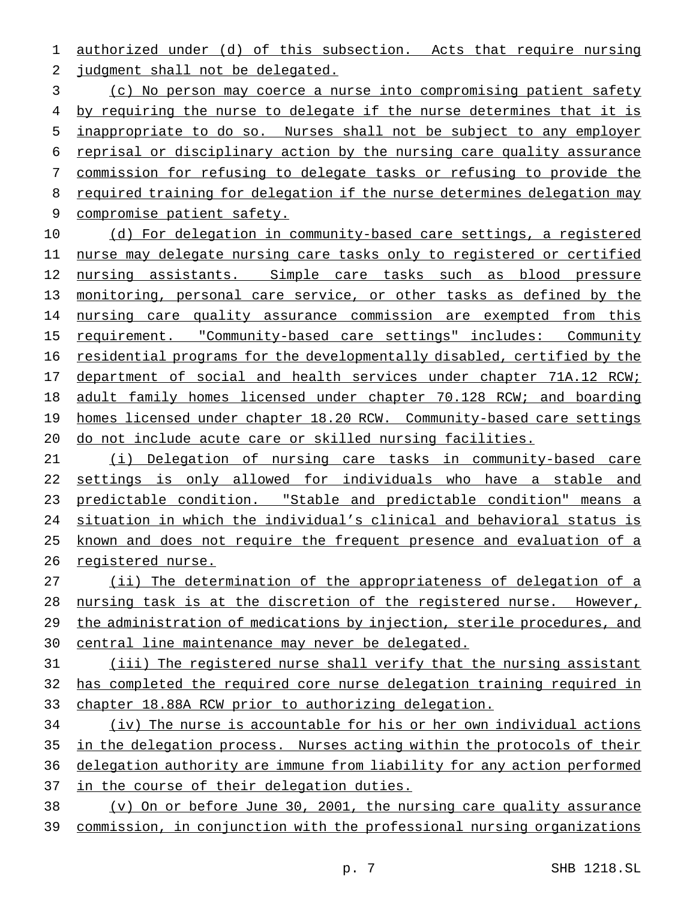authorized under (d) of this subsection. Acts that require nursing judgment shall not be delegated.

(c) No person may coerce a nurse into compromising patient safety by requiring the nurse to delegate if the nurse determines that it is inappropriate to do so. Nurses shall not be subject to any employer reprisal or disciplinary action by the nursing care quality assurance commission for refusing to delegate tasks or refusing to provide the required training for delegation if the nurse determines delegation may compromise patient safety.

(d) For delegation in community-based care settings, a registered nurse may delegate nursing care tasks only to registered or certified nursing assistants. Simple care tasks such as blood pressure monitoring, personal care service, or other tasks as defined by the nursing care quality assurance commission are exempted from this requirement. "Community-based care settings" includes: Community residential programs for the developmentally disabled, certified by the department of social and health services under chapter 71A.12 RCW; adult family homes licensed under chapter 70.128 RCW; and boarding homes licensed under chapter 18.20 RCW. Community-based care settings do not include acute care or skilled nursing facilities.

(i) Delegation of nursing care tasks in community-based care settings is only allowed for individuals who have a stable and predictable condition. "Stable and predictable condition" means a situation in which the individual's clinical and behavioral status is known and does not require the frequent presence and evaluation of a registered nurse.

(ii) The determination of the appropriateness of delegation of a nursing task is at the discretion of the registered nurse. However, the administration of medications by injection, sterile procedures, and central line maintenance may never be delegated.

(iii) The registered nurse shall verify that the nursing assistant has completed the required core nurse delegation training required in chapter 18.88A RCW prior to authorizing delegation.

(iv) The nurse is accountable for his or her own individual actions in the delegation process. Nurses acting within the protocols of their delegation authority are immune from liability for any action performed in the course of their delegation duties.

(v) On or before June 30, 2001, the nursing care quality assurance commission, in conjunction with the professional nursing organizations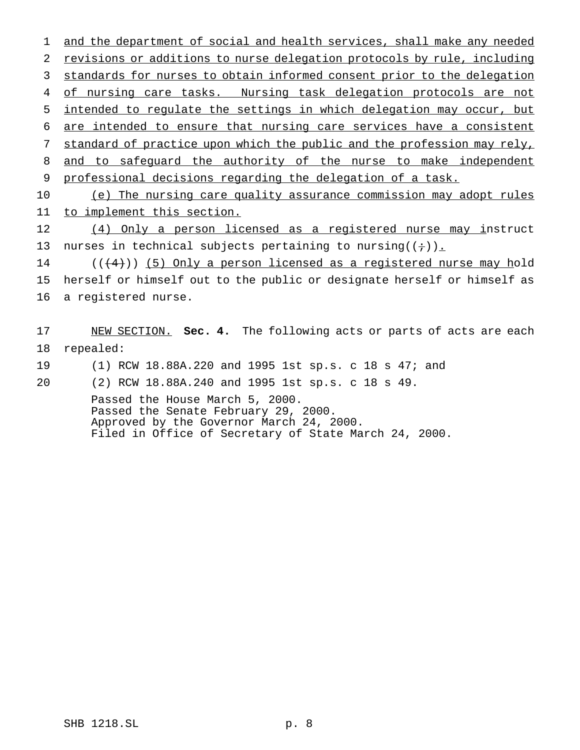and the department of social and health services, shall make any needed revisions or additions to nurse delegation protocols by rule, including standards for nurses to obtain informed consent prior to the delegation of nursing care tasks. Nursing task delegation protocols are not intended to regulate the settings in which delegation may occur, but are intended to ensure that nursing care services have a consistent standard of practice upon which the public and the profession may rely, and to safeguard the authority of the nurse to make independent professional decisions regarding the delegation of a task.

(e) The nursing care quality assurance commission may adopt rules to implement this section.

(4) Only a person licensed as a registered nurse may instruct nurses in technical subjects pertaining to nursing((;)).

(((4))) (5) Only a person licensed as a registered nurse may hold herself or himself out to the public or designate herself or himself as a registered nurse.

NEW SECTION. **Sec. 4.** The following acts or parts of acts are each repealed:

(1) RCW 18.88A.220 and 1995 1st sp.s. c 18 s 47; and

(2) RCW 18.88A.240 and 1995 1st sp.s. c 18 s 49.

Passed the House March 5, 2000.
Passed the Senate February 29, 2000.
Approved by the Governor March 24, 2000.
Filed in Office of Secretary of State March 24, 2000.